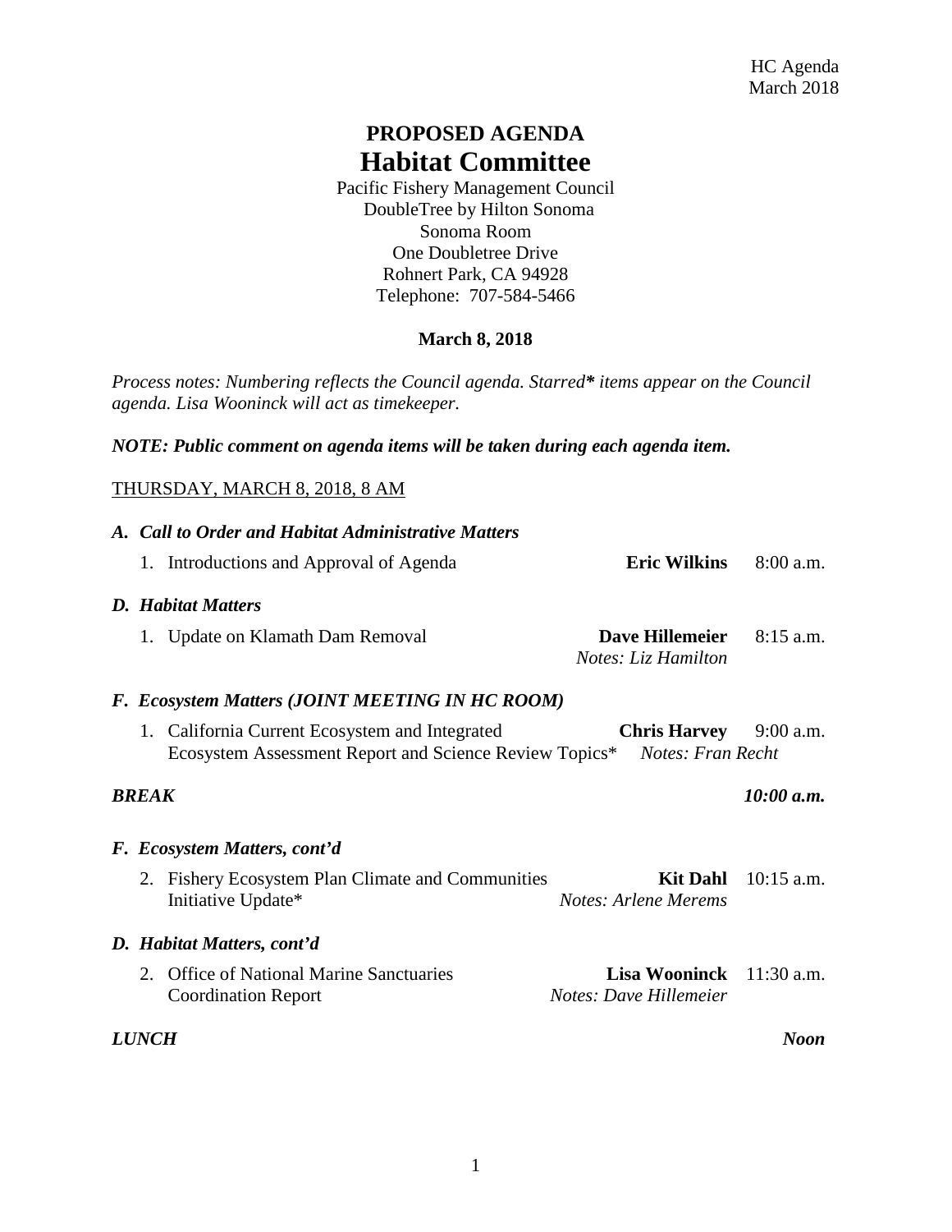HC Agenda
March 2018

# PROPOSED AGENDA
# Habitat Committee

Pacific Fishery Management Council
DoubleTree by Hilton Sonoma
Sonoma Room
One Doubletree Drive
Rohnert Park, CA 94928
Telephone: 707-584-5466

**March 8, 2018**

*Process notes: Numbering reflects the Council agenda. Starred* items appear on the Council agenda. Lisa Wooninck will act as timekeeper.*

***NOTE: Public comment on agenda items will be taken during each agenda item.***

THURSDAY, MARCH 8, 2018, 8 AM

***A. Call to Order and Habitat Administrative Matters***

1. Introductions and Approval of Agenda — **Eric Wilkins** — 8:00 a.m.

***D. Habitat Matters***

1. Update on Klamath Dam Removal — **Dave Hillemeier** — 8:15 a.m.
   *Notes: Liz Hamilton*

***F. Ecosystem Matters (JOINT MEETING IN HC ROOM)***

1. California Current Ecosystem and Integrated Ecosystem Assessment Report and Science Review Topics* — **Chris Harvey** — 9:00 a.m.
   *Notes: Fran Recht*

***BREAK*** — ***10:00 a.m.***

***F. Ecosystem Matters, cont'd***

2. Fishery Ecosystem Plan Climate and Communities Initiative Update* — **Kit Dahl** — 10:15 a.m.
   *Notes: Arlene Merems*

***D. Habitat Matters, cont'd***

2. Office of National Marine Sanctuaries Coordination Report — **Lisa Wooninck** — 11:30 a.m.
   *Notes: Dave Hillemeier*

***LUNCH*** — ***Noon***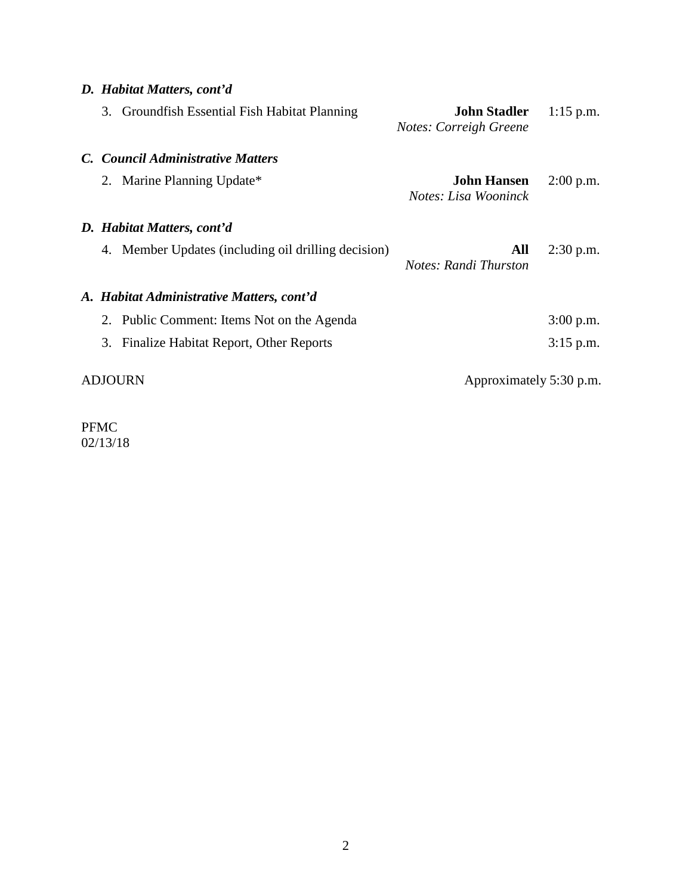***D. Habitat Matters, cont'd***

3. Groundfish Essential Fish Habitat Planning — **John Stadler** — 1:15 p.m.
   *Notes: Correigh Greene*

***C. Council Administrative Matters***

2. Marine Planning Update* — **John Hansen** — 2:00 p.m.
   *Notes: Lisa Wooninck*

***D. Habitat Matters, cont'd***

4. Member Updates (including oil drilling decision) — **All** — 2:30 p.m.
   *Notes: Randi Thurston*

***A. Habitat Administrative Matters, cont'd***

2. Public Comment: Items Not on the Agenda — 3:00 p.m.
3. Finalize Habitat Report, Other Reports — 3:15 p.m.

ADJOURN — Approximately 5:30 p.m.

PFMC
02/13/18